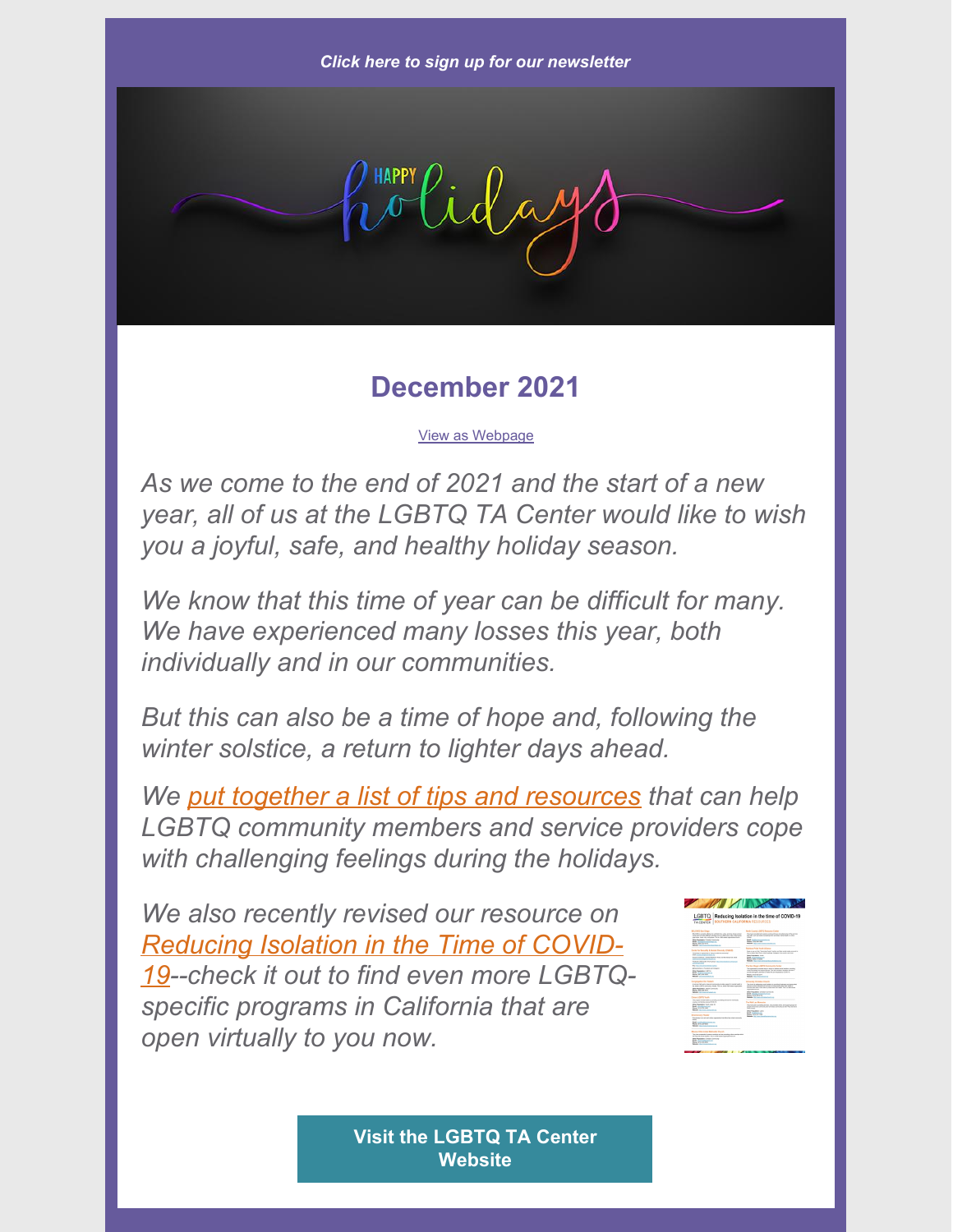*Click here to sign up for our newsletter*

## December 2021

View as Webpage

*As we come to the end of 2021 and the start of a new year, all of us at the LGBTQ TA Center would like to wish you a joyful, safe, and healthy holiday season.*

*We know that this time of year can be difficult for many. We have experienced many losses this year, both individually and in our communities.*

*But this can also be a time of hope and, following the winter solstice, a return to lighter days ahead.*

*We put together a list of tips and resources that can help LGBTQ community members and service providers cope with challenging feelings during the holidays.*

*We also recently revised our resource on Reducing Isolation in the Time of COVID-19--check it out to find even more LGBTQ-specific programs in California that are open virtually to you now.*

**Visit the LGBTQ TA Center Website**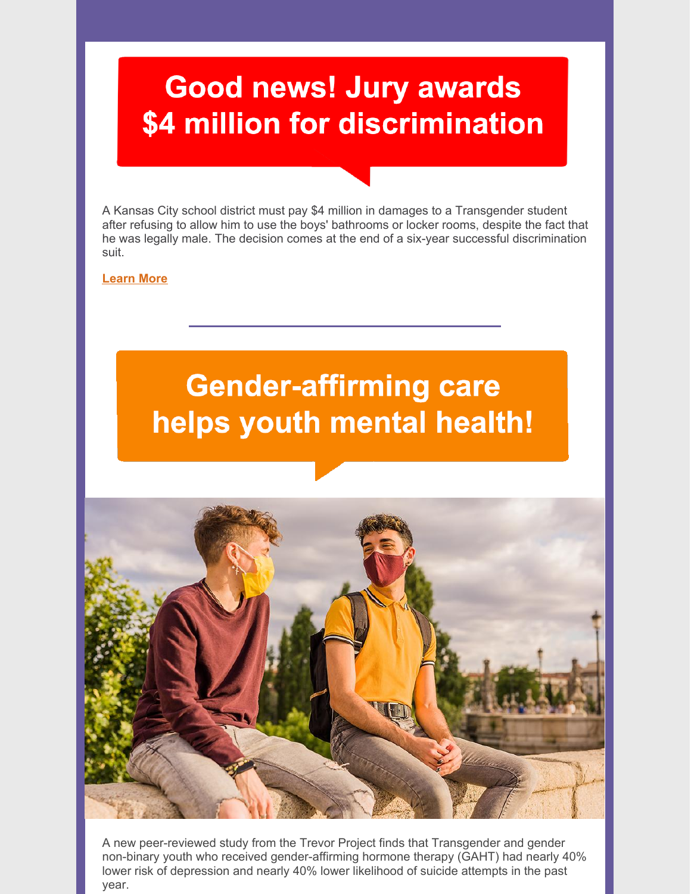# Good news! Jury awards $4 million for discrimination

A Kansas City school district must pay $4 million in damages to a Transgender student after refusing to allow him to use the boys' bathrooms or locker rooms, despite the fact that he was legally male. The decision comes at the end of a six-year successful discrimination suit.

**Learn More**

---

# Gender-affirming care helps youth mental health!

A new peer-reviewed study from the Trevor Project finds that Transgender and gender non-binary youth who received gender-affirming hormone therapy (GAHT) had nearly 40% lower risk of depression and nearly 40% lower likelihood of suicide attempts in the past year.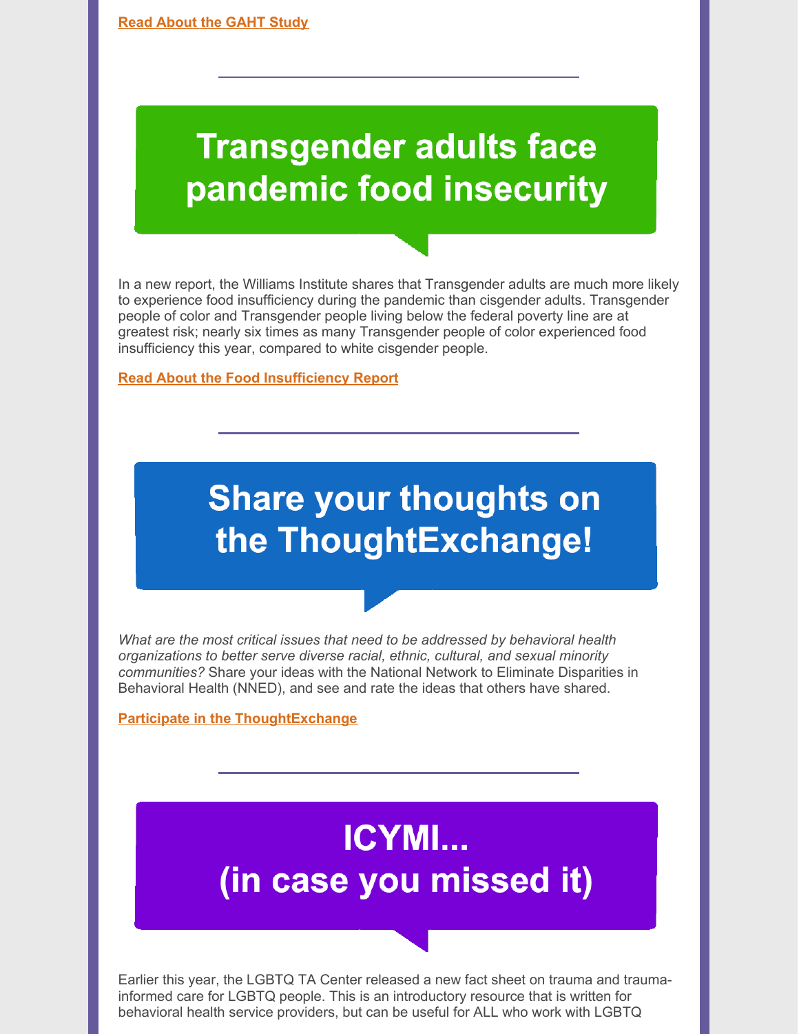**Read About the GAHT Study**

---

## Transgender adults face pandemic food insecurity

In a new report, the Williams Institute shares that Transgender adults are much more likely to experience food insufficiency during the pandemic than cisgender adults. Transgender people of color and Transgender people living below the federal poverty line are at greatest risk; nearly six times as many Transgender people of color experienced food insufficiency this year, compared to white cisgender people.

**Read About the Food Insufficiency Report**

---

## Share your thoughts on the ThoughtExchange!

*What are the most critical issues that need to be addressed by behavioral health organizations to better serve diverse racial, ethnic, cultural, and sexual minority communities?* Share your ideas with the National Network to Eliminate Disparities in Behavioral Health (NNED), and see and rate the ideas that others have shared.

**Participate in the ThoughtExchange**

---

## ICYMI... (in case you missed it)

Earlier this year, the LGBTQ TA Center released a new fact sheet on trauma and trauma-informed care for LGBTQ people. This is an introductory resource that is written for behavioral health service providers, but can be useful for ALL who work with LGBTQ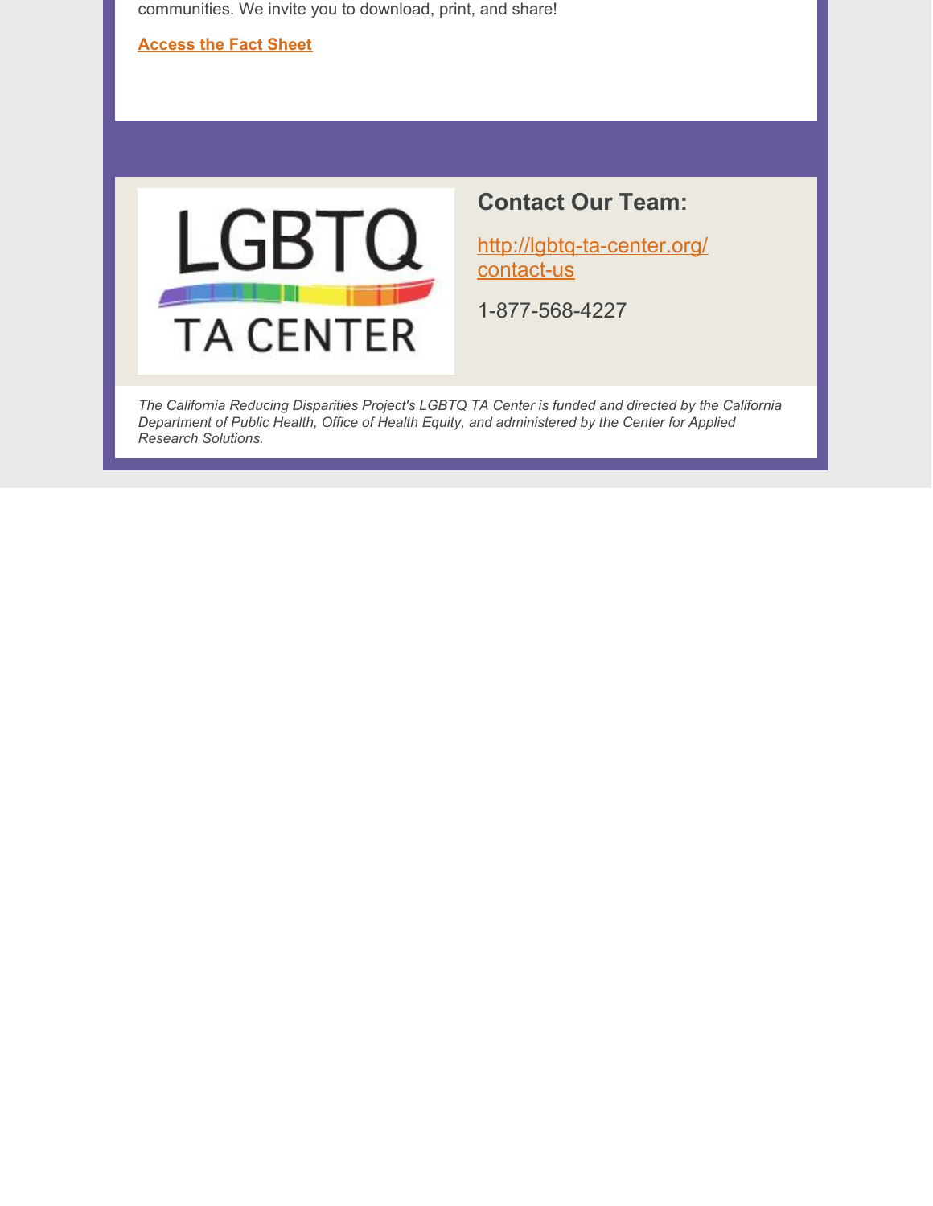communities. We invite you to download, print, and share!

**Access the Fact Sheet**

LGBTQ TA CENTER

## Contact Our Team:

http://lgbtq-ta-center.org/contact-us

1-877-568-4227

*The California Reducing Disparities Project's LGBTQ TA Center is funded and directed by the California Department of Public Health, Office of Health Equity, and administered by the Center for Applied Research Solutions.*